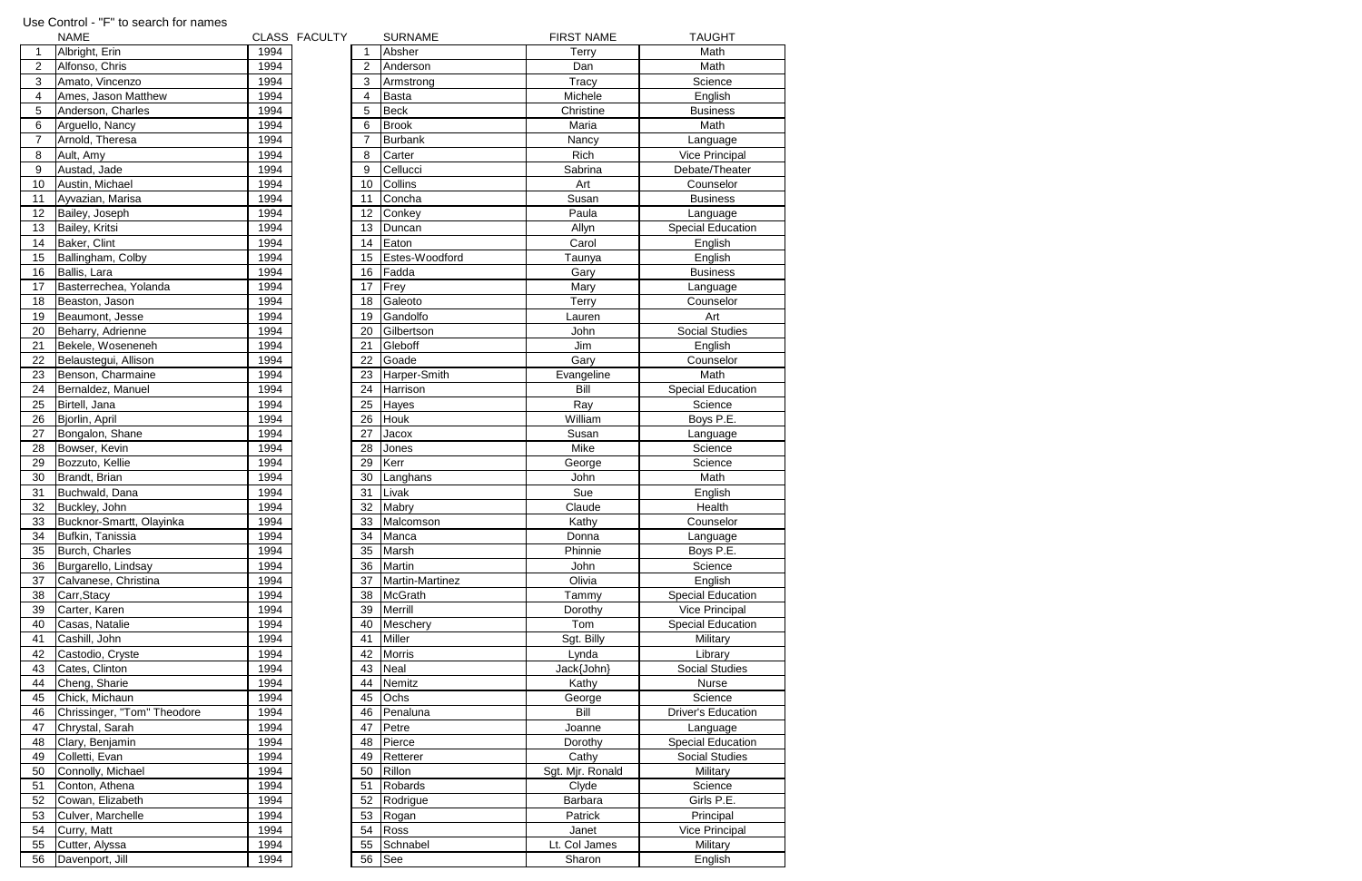Use Control - "F" to search for names

| | NAME | CLASS |
|---|---|---|
| 1 | Albright, Erin | 1994 |
| 2 | Alfonso, Chris | 1994 |
| 3 | Amato, Vincenzo | 1994 |
| 4 | Ames, Jason Matthew | 1994 |
| 5 | Anderson, Charles | 1994 |
| 6 | Arguello, Nancy | 1994 |
| 7 | Arnold, Theresa | 1994 |
| 8 | Ault, Amy | 1994 |
| 9 | Austad, Jade | 1994 |
| 10 | Austin, Michael | 1994 |
| 11 | Ayvazian, Marisa | 1994 |
| 12 | Bailey, Joseph | 1994 |
| 13 | Bailey, Kritsi | 1994 |
| 14 | Baker, Clint | 1994 |
| 15 | Ballingham, Colby | 1994 |
| 16 | Ballis, Lara | 1994 |
| 17 | Basterrechea, Yolanda | 1994 |
| 18 | Beaston, Jason | 1994 |
| 19 | Beaumont, Jesse | 1994 |
| 20 | Beharry, Adrienne | 1994 |
| 21 | Bekele, Woseneneh | 1994 |
| 22 | Belaustegui, Allison | 1994 |
| 23 | Benson, Charmaine | 1994 |
| 24 | Bernaldez, Manuel | 1994 |
| 25 | Birtell, Jana | 1994 |
| 26 | Bjorlin, April | 1994 |
| 27 | Bongalon, Shane | 1994 |
| 28 | Bowser, Kevin | 1994 |
| 29 | Bozzuto, Kellie | 1994 |
| 30 | Brandt, Brian | 1994 |
| 31 | Buchwald, Dana | 1994 |
| 32 | Buckley, John | 1994 |
| 33 | Bucknor-Smartt, Olayinka | 1994 |
| 34 | Bufkin, Tanissia | 1994 |
| 35 | Burch, Charles | 1994 |
| 36 | Burgarello, Lindsay | 1994 |
| 37 | Calvanese, Christina | 1994 |
| 38 | Carr,Stacy | 1994 |
| 39 | Carter, Karen | 1994 |
| 40 | Casas, Natalie | 1994 |
| 41 | Cashill, John | 1994 |
| 42 | Castodio, Cryste | 1994 |
| 43 | Cates, Clinton | 1994 |
| 44 | Cheng, Sharie | 1994 |
| 45 | Chick, Michaun | 1994 |
| 46 | Chrissinger, "Tom" Theodore | 1994 |
| 47 | Chrystal, Sarah | 1994 |
| 48 | Clary, Benjamin | 1994 |
| 49 | Colletti, Evan | 1994 |
| 50 | Connolly, Michael | 1994 |
| 51 | Conton, Athena | 1994 |
| 52 | Cowan, Elizabeth | 1994 |
| 53 | Culver, Marchelle | 1994 |
| 54 | Curry, Matt | 1994 |
| 55 | Cutter, Alyssa | 1994 |
| 56 | Davenport, Jill | 1994 |

FACULTY

| | SURNAME | FIRST NAME | TAUGHT |
|---|---|---|---|
| 1 | Absher | Terry | Math |
| 2 | Anderson | Dan | Math |
| 3 | Armstrong | Tracy | Science |
| 4 | Basta | Michele | English |
| 5 | Beck | Christine | Business |
| 6 | Brook | Maria | Math |
| 7 | Burbank | Nancy | Language |
| 8 | Carter | Rich | Vice Principal |
| 9 | Cellucci | Sabrina | Debate/Theater |
| 10 | Collins | Art | Counselor |
| 11 | Concha | Susan | Business |
| 12 | Conkey | Paula | Language |
| 13 | Duncan | Allyn | Special Education |
| 14 | Eaton | Carol | English |
| 15 | Estes-Woodford | Taunya | English |
| 16 | Fadda | Gary | Business |
| 17 | Frey | Mary | Language |
| 18 | Galeoto | Terry | Counselor |
| 19 | Gandolfo | Lauren | Art |
| 20 | Gilbertson | John | Social Studies |
| 21 | Gleboff | Jim | English |
| 22 | Goade | Gary | Counselor |
| 23 | Harper-Smith | Evangeline | Math |
| 24 | Harrison | Bill | Special Education |
| 25 | Hayes | Ray | Science |
| 26 | Houk | William | Boys P.E. |
| 27 | Jacox | Susan | Language |
| 28 | Jones | Mike | Science |
| 29 | Kerr | George | Science |
| 30 | Langhans | John | Math |
| 31 | Livak | Sue | English |
| 32 | Mabry | Claude | Health |
| 33 | Malcomson | Kathy | Counselor |
| 34 | Manca | Donna | Language |
| 35 | Marsh | Phinnie | Boys P.E. |
| 36 | Martin | John | Science |
| 37 | Martin-Martinez | Olivia | English |
| 38 | McGrath | Tammy | Special Education |
| 39 | Merrill | Dorothy | Vice Principal |
| 40 | Meschery | Tom | Special Education |
| 41 | Miller | Sgt. Billy | Military |
| 42 | Morris | Lynda | Library |
| 43 | Neal | Jack{John} | Social Studies |
| 44 | Nemitz | Kathy | Nurse |
| 45 | Ochs | George | Science |
| 46 | Penaluna | Bill | Driver's Education |
| 47 | Petre | Joanne | Language |
| 48 | Pierce | Dorothy | Special Education |
| 49 | Retterer | Cathy | Social Studies |
| 50 | Rillon | Sgt. Mjr. Ronald | Military |
| 51 | Robards | Clyde | Science |
| 52 | Rodrigue | Barbara | Girls P.E. |
| 53 | Rogan | Patrick | Principal |
| 54 | Ross | Janet | Vice Principal |
| 55 | Schnabel | Lt. Col James | Military |
| 56 | See | Sharon | English |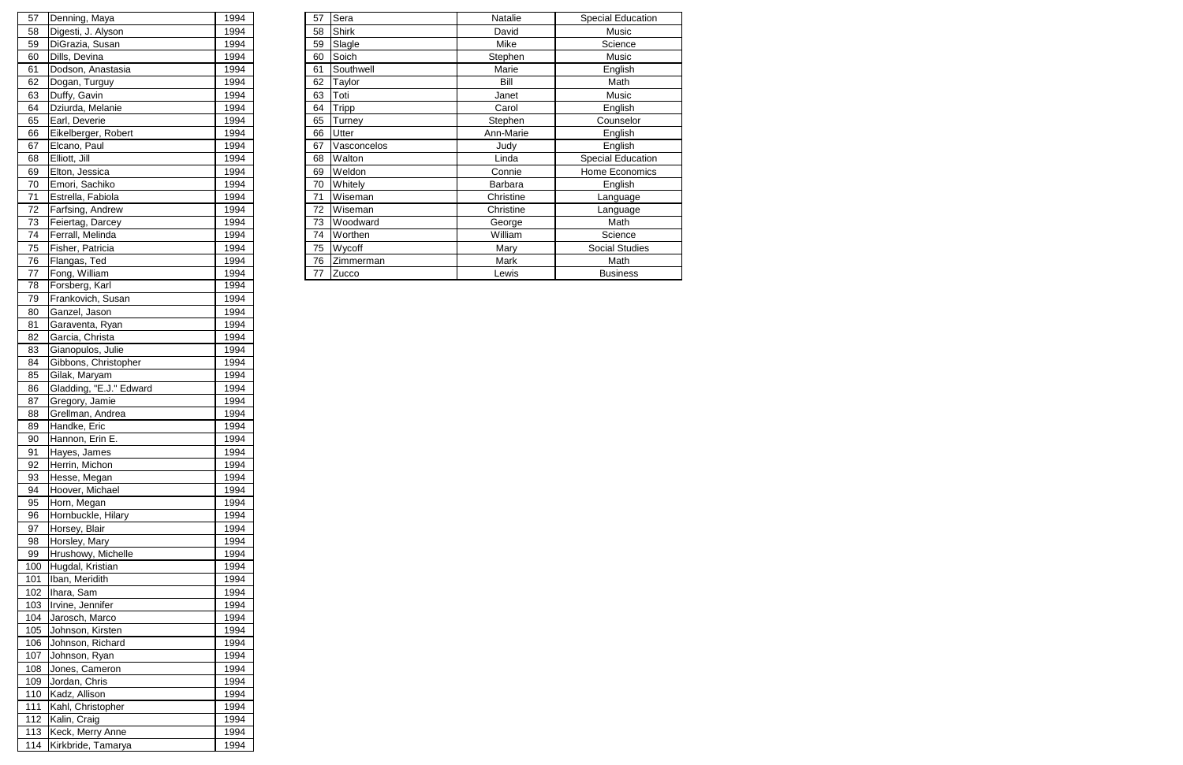| 57 | Denning, Maya | 1994 |
|---|---|---|
| 58 | Digesti, J. Alyson | 1994 |
| 59 | DiGrazia, Susan | 1994 |
| 60 | Dills, Devina | 1994 |
| 61 | Dodson, Anastasia | 1994 |
| 62 | Dogan, Turguy | 1994 |
| 63 | Duffy, Gavin | 1994 |
| 64 | Dziurda, Melanie | 1994 |
| 65 | Earl, Deverie | 1994 |
| 66 | Eikelberger, Robert | 1994 |
| 67 | Elcano, Paul | 1994 |
| 68 | Elliott, Jill | 1994 |
| 69 | Elton, Jessica | 1994 |
| 70 | Emori, Sachiko | 1994 |
| 71 | Estrella, Fabiola | 1994 |
| 72 | Farfsing, Andrew | 1994 |
| 73 | Feiertag, Darcey | 1994 |
| 74 | Ferrall, Melinda | 1994 |
| 75 | Fisher, Patricia | 1994 |
| 76 | Flangas, Ted | 1994 |
| 77 | Fong, William | 1994 |
| 78 | Forsberg, Karl | 1994 |
| 79 | Frankovich, Susan | 1994 |
| 80 | Ganzel, Jason | 1994 |
| 81 | Garaventa, Ryan | 1994 |
| 82 | Garcia, Christa | 1994 |
| 83 | Gianopulos, Julie | 1994 |
| 84 | Gibbons, Christopher | 1994 |
| 85 | Gilak, Maryam | 1994 |
| 86 | Gladding, "E.J." Edward | 1994 |
| 87 | Gregory, Jamie | 1994 |
| 88 | Grellman, Andrea | 1994 |
| 89 | Handke, Eric | 1994 |
| 90 | Hannon, Erin E. | 1994 |
| 91 | Hayes, James | 1994 |
| 92 | Herrin, Michon | 1994 |
| 93 | Hesse, Megan | 1994 |
| 94 | Hoover, Michael | 1994 |
| 95 | Horn, Megan | 1994 |
| 96 | Hornbuckle, Hilary | 1994 |
| 97 | Horsey, Blair | 1994 |
| 98 | Horsley, Mary | 1994 |
| 99 | Hrushowy, Michelle | 1994 |
| 100 | Hugdal, Kristian | 1994 |
| 101 | Iban, Meridith | 1994 |
| 102 | Ihara, Sam | 1994 |
| 103 | Irvine, Jennifer | 1994 |
| 104 | Jarosch, Marco | 1994 |
| 105 | Johnson, Kirsten | 1994 |
| 106 | Johnson, Richard | 1994 |
| 107 | Johnson, Ryan | 1994 |
| 108 | Jones, Cameron | 1994 |
| 109 | Jordan, Chris | 1994 |
| 110 | Kadz, Allison | 1994 |
| 111 | Kahl, Christopher | 1994 |
| 112 | Kalin, Craig | 1994 |
| 113 | Keck, Merry Anne | 1994 |
| 114 | Kirkbride, Tamarya | 1994 |

| 57 | Sera | Natalie | Special Education |
|---|---|---|---|
| 58 | Shirk | David | Music |
| 59 | Slagle | Mike | Science |
| 60 | Soich | Stephen | Music |
| 61 | Southwell | Marie | English |
| 62 | Taylor | Bill | Math |
| 63 | Toti | Janet | Music |
| 64 | Tripp | Carol | English |
| 65 | Turney | Stephen | Counselor |
| 66 | Utter | Ann-Marie | English |
| 67 | Vasconcelos | Judy | English |
| 68 | Walton | Linda | Special Education |
| 69 | Weldon | Connie | Home Economics |
| 70 | Whitely | Barbara | English |
| 71 | Wiseman | Christine | Language |
| 72 | Wiseman | Christine | Language |
| 73 | Woodward | George | Math |
| 74 | Worthen | William | Science |
| 75 | Wycoff | Mary | Social Studies |
| 76 | Zimmerman | Mark | Math |
| 77 | Zucco | Lewis | Business |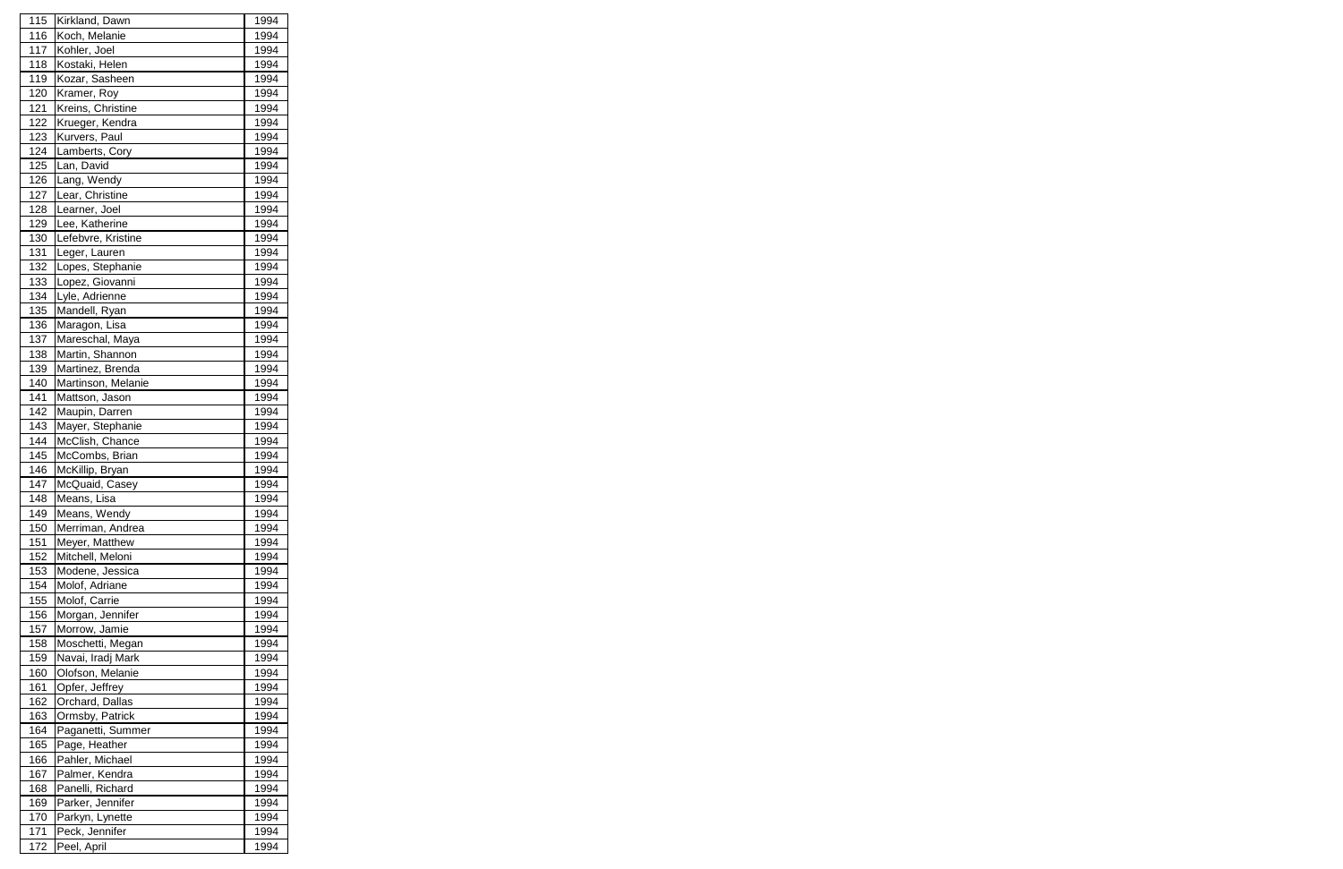| 115 | Kirkland, Dawn | 1994 |
|---|---|---|
| 116 | Koch, Melanie | 1994 |
| 117 | Kohler, Joel | 1994 |
| 118 | Kostaki, Helen | 1994 |
| 119 | Kozar, Sasheen | 1994 |
| 120 | Kramer, Roy | 1994 |
| 121 | Kreins, Christine | 1994 |
| 122 | Krueger, Kendra | 1994 |
| 123 | Kurvers, Paul | 1994 |
| 124 | Lamberts, Cory | 1994 |
| 125 | Lan, David | 1994 |
| 126 | Lang, Wendy | 1994 |
| 127 | Lear, Christine | 1994 |
| 128 | Learner, Joel | 1994 |
| 129 | Lee, Katherine | 1994 |
| 130 | Lefebvre, Kristine | 1994 |
| 131 | Leger, Lauren | 1994 |
| 132 | Lopes, Stephanie | 1994 |
| 133 | Lopez, Giovanni | 1994 |
| 134 | Lyle, Adrienne | 1994 |
| 135 | Mandell, Ryan | 1994 |
| 136 | Maragon, Lisa | 1994 |
| 137 | Mareschal, Maya | 1994 |
| 138 | Martin, Shannon | 1994 |
| 139 | Martinez, Brenda | 1994 |
| 140 | Martinson, Melanie | 1994 |
| 141 | Mattson, Jason | 1994 |
| 142 | Maupin, Darren | 1994 |
| 143 | Mayer, Stephanie | 1994 |
| 144 | McClish, Chance | 1994 |
| 145 | McCombs, Brian | 1994 |
| 146 | McKillip, Bryan | 1994 |
| 147 | McQuaid, Casey | 1994 |
| 148 | Means, Lisa | 1994 |
| 149 | Means, Wendy | 1994 |
| 150 | Merriman, Andrea | 1994 |
| 151 | Meyer, Matthew | 1994 |
| 152 | Mitchell, Meloni | 1994 |
| 153 | Modene, Jessica | 1994 |
| 154 | Molof, Adriane | 1994 |
| 155 | Molof, Carrie | 1994 |
| 156 | Morgan, Jennifer | 1994 |
| 157 | Morrow, Jamie | 1994 |
| 158 | Moschetti, Megan | 1994 |
| 159 | Navai, Iradj Mark | 1994 |
| 160 | Olofson, Melanie | 1994 |
| 161 | Opfer, Jeffrey | 1994 |
| 162 | Orchard, Dallas | 1994 |
| 163 | Ormsby, Patrick | 1994 |
| 164 | Paganetti, Summer | 1994 |
| 165 | Page, Heather | 1994 |
| 166 | Pahler, Michael | 1994 |
| 167 | Palmer, Kendra | 1994 |
| 168 | Panelli, Richard | 1994 |
| 169 | Parker, Jennifer | 1994 |
| 170 | Parkyn, Lynette | 1994 |
| 171 | Peck, Jennifer | 1994 |
| 172 | Peel, April | 1994 |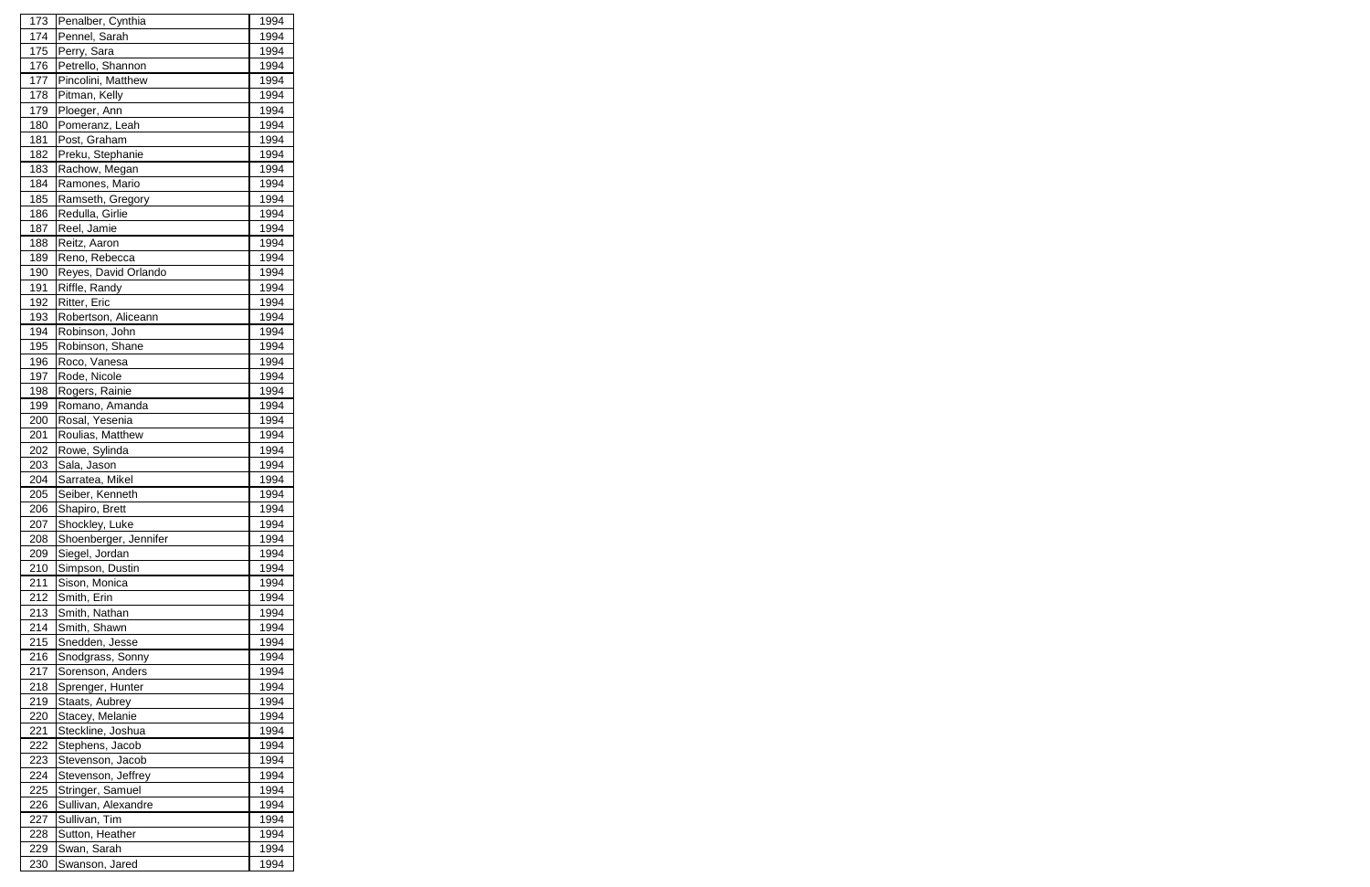| | | |
|---|---|---|
| 173 | Penalber, Cynthia | 1994 |
| 174 | Pennel, Sarah | 1994 |
| 175 | Perry, Sara | 1994 |
| 176 | Petrello, Shannon | 1994 |
| 177 | Pincolini, Matthew | 1994 |
| 178 | Pitman, Kelly | 1994 |
| 179 | Ploeger, Ann | 1994 |
| 180 | Pomeranz, Leah | 1994 |
| 181 | Post, Graham | 1994 |
| 182 | Preku, Stephanie | 1994 |
| 183 | Rachow, Megan | 1994 |
| 184 | Ramones, Mario | 1994 |
| 185 | Ramseth, Gregory | 1994 |
| 186 | Redulla, Girlie | 1994 |
| 187 | Reel, Jamie | 1994 |
| 188 | Reitz, Aaron | 1994 |
| 189 | Reno, Rebecca | 1994 |
| 190 | Reyes, David Orlando | 1994 |
| 191 | Riffle, Randy | 1994 |
| 192 | Ritter, Eric | 1994 |
| 193 | Robertson, Aliceann | 1994 |
| 194 | Robinson, John | 1994 |
| 195 | Robinson, Shane | 1994 |
| 196 | Roco, Vanesa | 1994 |
| 197 | Rode, Nicole | 1994 |
| 198 | Rogers, Rainie | 1994 |
| 199 | Romano, Amanda | 1994 |
| 200 | Rosal, Yesenia | 1994 |
| 201 | Roulias, Matthew | 1994 |
| 202 | Rowe, Sylinda | 1994 |
| 203 | Sala, Jason | 1994 |
| 204 | Sarratea, Mikel | 1994 |
| 205 | Seiber, Kenneth | 1994 |
| 206 | Shapiro, Brett | 1994 |
| 207 | Shockley, Luke | 1994 |
| 208 | Shoenberger, Jennifer | 1994 |
| 209 | Siegel, Jordan | 1994 |
| 210 | Simpson, Dustin | 1994 |
| 211 | Sison, Monica | 1994 |
| 212 | Smith, Erin | 1994 |
| 213 | Smith, Nathan | 1994 |
| 214 | Smith, Shawn | 1994 |
| 215 | Snedden, Jesse | 1994 |
| 216 | Snodgrass, Sonny | 1994 |
| 217 | Sorenson, Anders | 1994 |
| 218 | Sprenger, Hunter | 1994 |
| 219 | Staats, Aubrey | 1994 |
| 220 | Stacey, Melanie | 1994 |
| 221 | Steckline, Joshua | 1994 |
| 222 | Stephens, Jacob | 1994 |
| 223 | Stevenson, Jacob | 1994 |
| 224 | Stevenson, Jeffrey | 1994 |
| 225 | Stringer, Samuel | 1994 |
| 226 | Sullivan, Alexandre | 1994 |
| 227 | Sullivan, Tim | 1994 |
| 228 | Sutton, Heather | 1994 |
| 229 | Swan, Sarah | 1994 |
| 230 | Swanson, Jared | 1994 |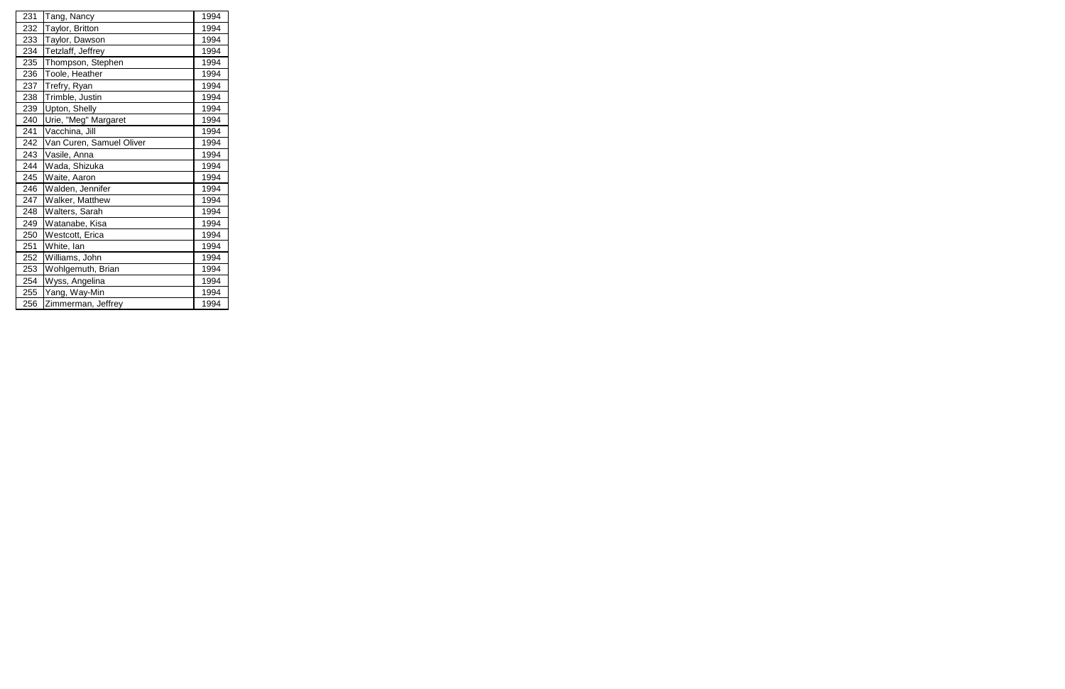| | | |
|---|---|---|
| 231 | Tang, Nancy | 1994 |
| 232 | Taylor, Britton | 1994 |
| 233 | Taylor, Dawson | 1994 |
| 234 | Tetzlaff, Jeffrey | 1994 |
| 235 | Thompson, Stephen | 1994 |
| 236 | Toole, Heather | 1994 |
| 237 | Trefry, Ryan | 1994 |
| 238 | Trimble, Justin | 1994 |
| 239 | Upton, Shelly | 1994 |
| 240 | Urie, "Meg" Margaret | 1994 |
| 241 | Vacchina, Jill | 1994 |
| 242 | Van Curen, Samuel Oliver | 1994 |
| 243 | Vasile, Anna | 1994 |
| 244 | Wada, Shizuka | 1994 |
| 245 | Waite, Aaron | 1994 |
| 246 | Walden, Jennifer | 1994 |
| 247 | Walker, Matthew | 1994 |
| 248 | Walters, Sarah | 1994 |
| 249 | Watanabe, Kisa | 1994 |
| 250 | Westcott, Erica | 1994 |
| 251 | White, Ian | 1994 |
| 252 | Williams, John | 1994 |
| 253 | Wohlgemuth, Brian | 1994 |
| 254 | Wyss, Angelina | 1994 |
| 255 | Yang, Way-Min | 1994 |
| 256 | Zimmerman, Jeffrey | 1994 |